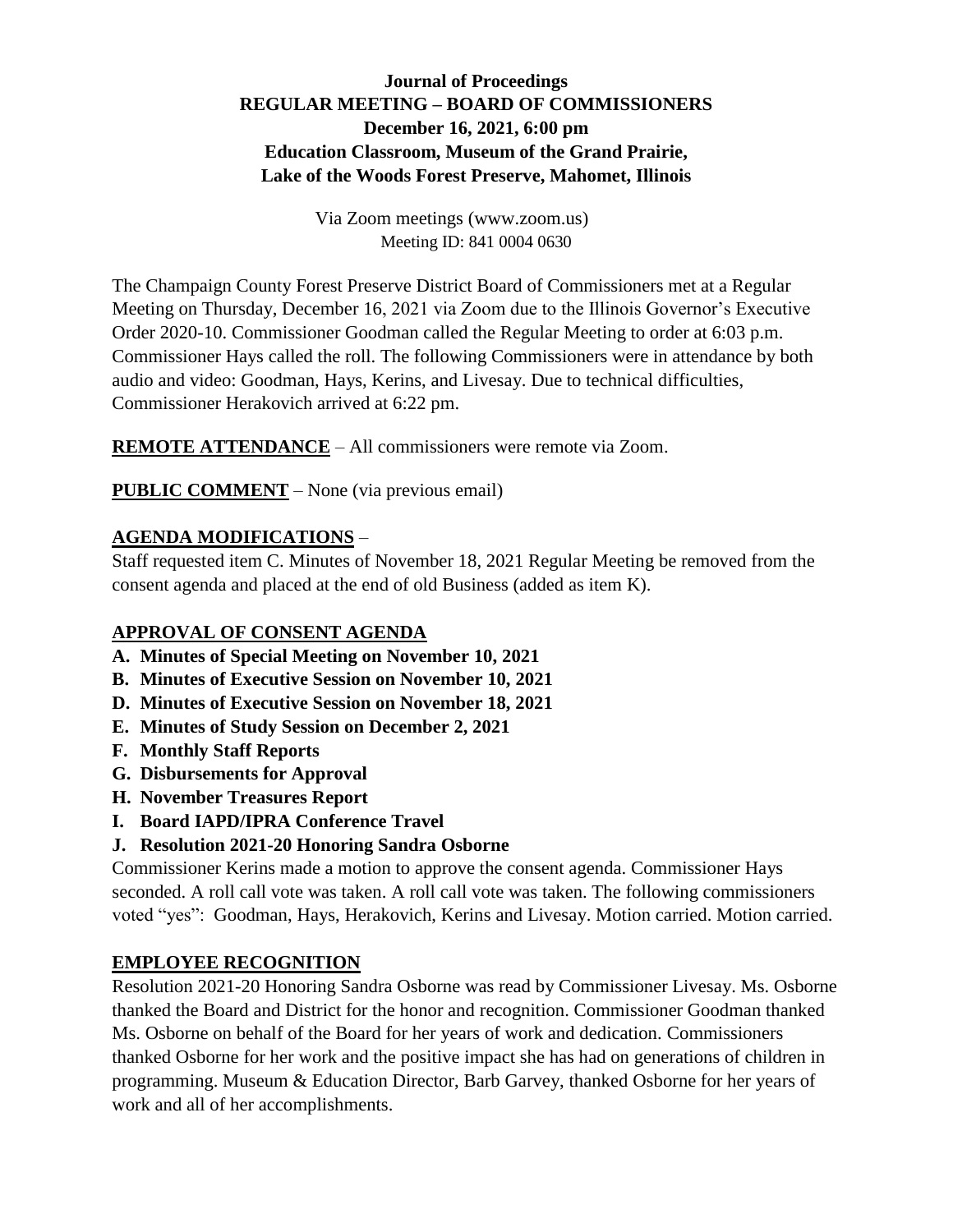# Journal of Proceedings
## REGULAR MEETING – BOARD OF COMMISSIONERS
## December 16, 2021, 6:00 pm
## Education Classroom, Museum of the Grand Prairie, Lake of the Woods Forest Preserve, Mahomet, Illinois

Via Zoom meetings (www.zoom.us)
Meeting ID: 841 0004 0630

The Champaign County Forest Preserve District Board of Commissioners met at a Regular Meeting on Thursday, December 16, 2021 via Zoom due to the Illinois Governor's Executive Order 2020-10. Commissioner Goodman called the Regular Meeting to order at 6:03 p.m. Commissioner Hays called the roll. The following Commissioners were in attendance by both audio and video: Goodman, Hays, Kerins, and Livesay. Due to technical difficulties, Commissioner Herakovich arrived at 6:22 pm.

**REMOTE ATTENDANCE** – All commissioners were remote via Zoom.

**PUBLIC COMMENT** – None (via previous email)

**AGENDA MODIFICATIONS** –

Staff requested item C. Minutes of November 18, 2021 Regular Meeting be removed from the consent agenda and placed at the end of old Business (added as item K).

**APPROVAL OF CONSENT AGENDA**

- **A. Minutes of Special Meeting on November 10, 2021**
- **B. Minutes of Executive Session on November 10, 2021**
- **D. Minutes of Executive Session on November 18, 2021**
- **E. Minutes of Study Session on December 2, 2021**
- **F. Monthly Staff Reports**
- **G. Disbursements for Approval**
- **H. November Treasures Report**
- **I. Board IAPD/IPRA Conference Travel**
- **J. Resolution 2021-20 Honoring Sandra Osborne**

Commissioner Kerins made a motion to approve the consent agenda. Commissioner Hays seconded. A roll call vote was taken. A roll call vote was taken. The following commissioners voted "yes": Goodman, Hays, Herakovich, Kerins and Livesay. Motion carried. Motion carried.

**EMPLOYEE RECOGNITION**

Resolution 2021-20 Honoring Sandra Osborne was read by Commissioner Livesay. Ms. Osborne thanked the Board and District for the honor and recognition. Commissioner Goodman thanked Ms. Osborne on behalf of the Board for her years of work and dedication. Commissioners thanked Osborne for her work and the positive impact she has had on generations of children in programming. Museum & Education Director, Barb Garvey, thanked Osborne for her years of work and all of her accomplishments.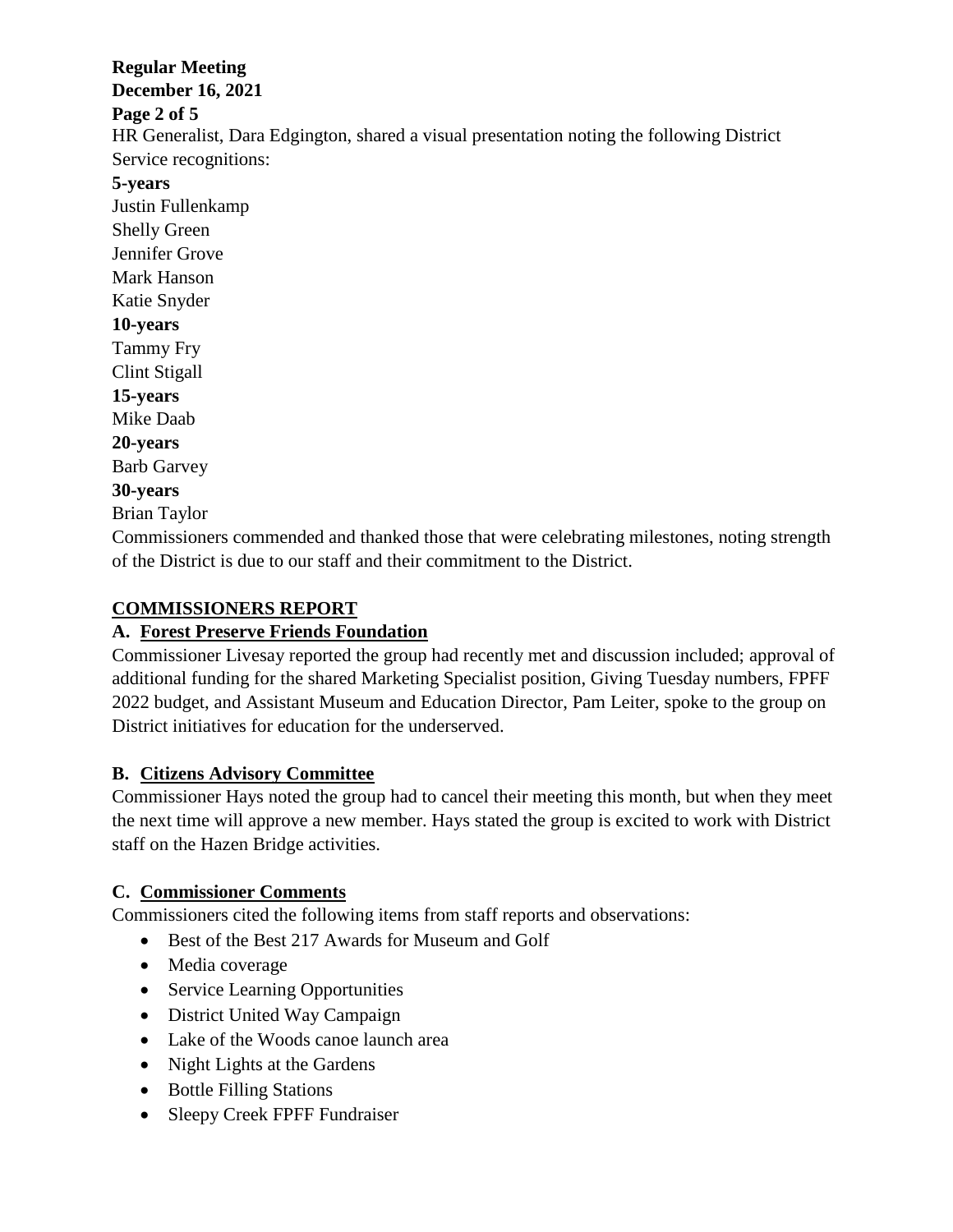HR Generalist, Dara Edgington, shared a visual presentation noting the following District Service recognitions:

**5-years**

Justin Fullenkamp
Shelly Green
Jennifer Grove
Mark Hanson
Katie Snyder

**10-years**

Tammy Fry
Clint Stigall

**15-years**

Mike Daab

**20-years**

Barb Garvey

**30-years**

Brian Taylor

Commissioners commended and thanked those that were celebrating milestones, noting strength of the District is due to our staff and their commitment to the District.

## COMMISSIONERS REPORT

### A. Forest Preserve Friends Foundation

Commissioner Livesay reported the group had recently met and discussion included; approval of additional funding for the shared Marketing Specialist position, Giving Tuesday numbers, FPFF 2022 budget, and Assistant Museum and Education Director, Pam Leiter, spoke to the group on District initiatives for education for the underserved.

### B. Citizens Advisory Committee

Commissioner Hays noted the group had to cancel their meeting this month, but when they meet the next time will approve a new member. Hays stated the group is excited to work with District staff on the Hazen Bridge activities.

### C. Commissioner Comments

Commissioners cited the following items from staff reports and observations:

- Best of the Best 217 Awards for Museum and Golf
- Media coverage
- Service Learning Opportunities
- District United Way Campaign
- Lake of the Woods canoe launch area
- Night Lights at the Gardens
- Bottle Filling Stations
- Sleepy Creek FPFF Fundraiser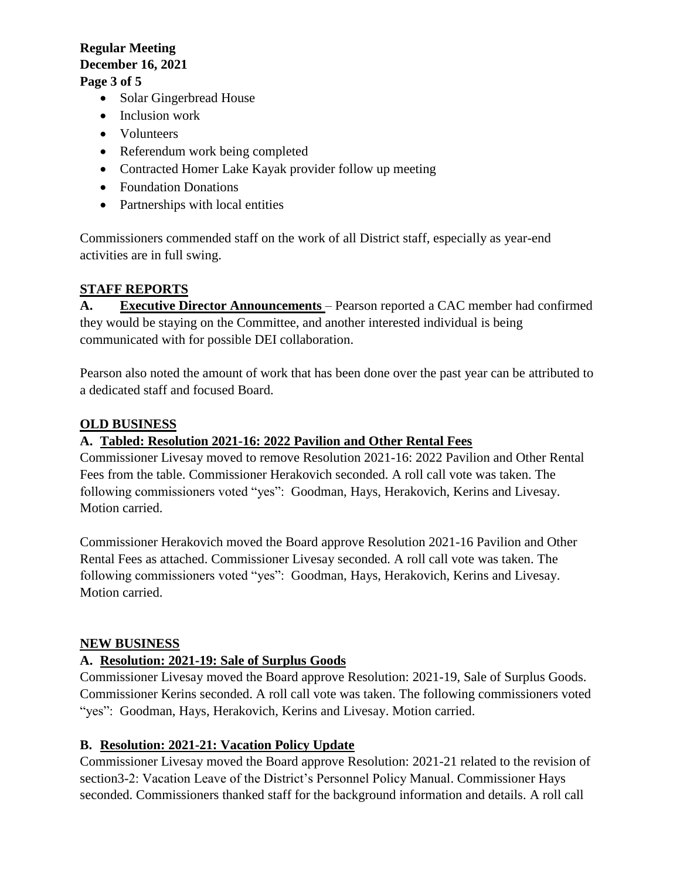- Solar Gingerbread House
- Inclusion work
- Volunteers
- Referendum work being completed
- Contracted Homer Lake Kayak provider follow up meeting
- Foundation Donations
- Partnerships with local entities

Commissioners commended staff on the work of all District staff, especially as year-end activities are in full swing.

## STAFF REPORTS

**A. Executive Director Announcements** – Pearson reported a CAC member had confirmed they would be staying on the Committee, and another interested individual is being communicated with for possible DEI collaboration.

Pearson also noted the amount of work that has been done over the past year can be attributed to a dedicated staff and focused Board.

## OLD BUSINESS

### A. Tabled: Resolution 2021-16: 2022 Pavilion and Other Rental Fees

Commissioner Livesay moved to remove Resolution 2021-16: 2022 Pavilion and Other Rental Fees from the table. Commissioner Herakovich seconded. A roll call vote was taken. The following commissioners voted "yes": Goodman, Hays, Herakovich, Kerins and Livesay. Motion carried.

Commissioner Herakovich moved the Board approve Resolution 2021-16 Pavilion and Other Rental Fees as attached. Commissioner Livesay seconded. A roll call vote was taken. The following commissioners voted "yes": Goodman, Hays, Herakovich, Kerins and Livesay. Motion carried.

## NEW BUSINESS

### A. Resolution: 2021-19: Sale of Surplus Goods

Commissioner Livesay moved the Board approve Resolution: 2021-19, Sale of Surplus Goods. Commissioner Kerins seconded. A roll call vote was taken. The following commissioners voted "yes": Goodman, Hays, Herakovich, Kerins and Livesay. Motion carried.

### B. Resolution: 2021-21: Vacation Policy Update

Commissioner Livesay moved the Board approve Resolution: 2021-21 related to the revision of section3-2: Vacation Leave of the District's Personnel Policy Manual. Commissioner Hays seconded. Commissioners thanked staff for the background information and details. A roll call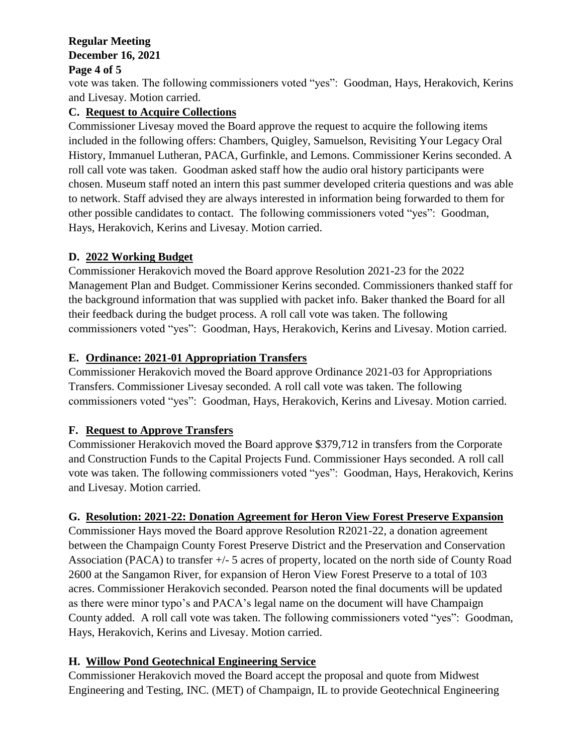vote was taken. The following commissioners voted "yes": Goodman, Hays, Herakovich, Kerins and Livesay. Motion carried.

**C. Request to Acquire Collections**

Commissioner Livesay moved the Board approve the request to acquire the following items included in the following offers: Chambers, Quigley, Samuelson, Revisiting Your Legacy Oral History, Immanuel Lutheran, PACA, Gurfinkle, and Lemons. Commissioner Kerins seconded. A roll call vote was taken. Goodman asked staff how the audio oral history participants were chosen. Museum staff noted an intern this past summer developed criteria questions and was able to network. Staff advised they are always interested in information being forwarded to them for other possible candidates to contact. The following commissioners voted "yes": Goodman, Hays, Herakovich, Kerins and Livesay. Motion carried.

**D. 2022 Working Budget**

Commissioner Herakovich moved the Board approve Resolution 2021-23 for the 2022 Management Plan and Budget. Commissioner Kerins seconded. Commissioners thanked staff for the background information that was supplied with packet info. Baker thanked the Board for all their feedback during the budget process. A roll call vote was taken. The following commissioners voted "yes": Goodman, Hays, Herakovich, Kerins and Livesay. Motion carried.

**E. Ordinance: 2021-01 Appropriation Transfers**

Commissioner Herakovich moved the Board approve Ordinance 2021-03 for Appropriations Transfers. Commissioner Livesay seconded. A roll call vote was taken. The following commissioners voted "yes": Goodman, Hays, Herakovich, Kerins and Livesay. Motion carried.

**F. Request to Approve Transfers**

Commissioner Herakovich moved the Board approve $379,712 in transfers from the Corporate and Construction Funds to the Capital Projects Fund. Commissioner Hays seconded. A roll call vote was taken. The following commissioners voted "yes": Goodman, Hays, Herakovich, Kerins and Livesay. Motion carried.

**G. Resolution: 2021-22: Donation Agreement for Heron View Forest Preserve Expansion**

Commissioner Hays moved the Board approve Resolution R2021-22, a donation agreement between the Champaign County Forest Preserve District and the Preservation and Conservation Association (PACA) to transfer +/- 5 acres of property, located on the north side of County Road 2600 at the Sangamon River, for expansion of Heron View Forest Preserve to a total of 103 acres. Commissioner Herakovich seconded. Pearson noted the final documents will be updated as there were minor typo's and PACA's legal name on the document will have Champaign County added. A roll call vote was taken. The following commissioners voted "yes": Goodman, Hays, Herakovich, Kerins and Livesay. Motion carried.

**H. Willow Pond Geotechnical Engineering Service**

Commissioner Herakovich moved the Board accept the proposal and quote from Midwest Engineering and Testing, INC. (MET) of Champaign, IL to provide Geotechnical Engineering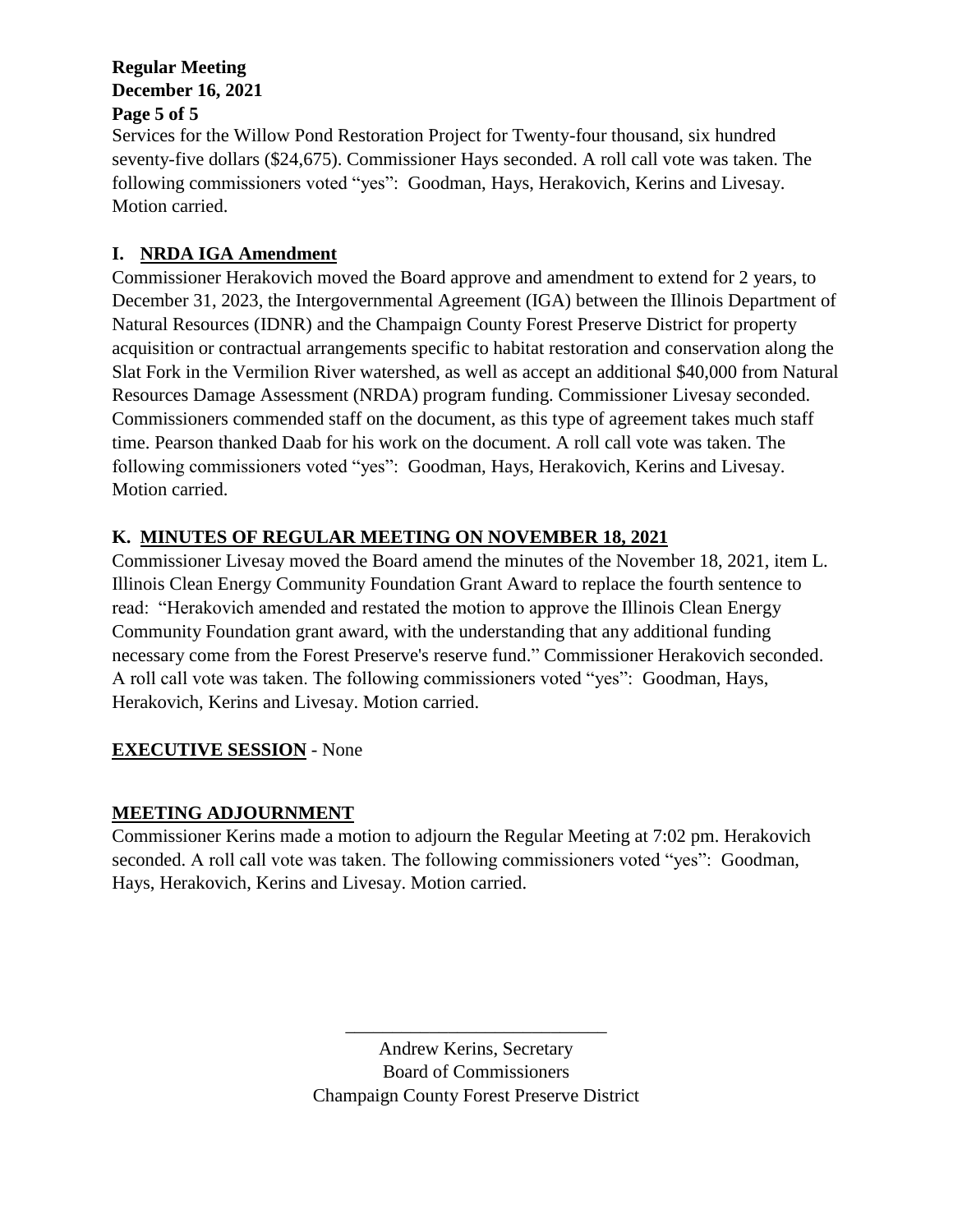Services for the Willow Pond Restoration Project for Twenty-four thousand, six hundred seventy-five dollars ($24,675). Commissioner Hays seconded. A roll call vote was taken. The following commissioners voted "yes": Goodman, Hays, Herakovich, Kerins and Livesay. Motion carried.

## I. NRDA IGA Amendment

Commissioner Herakovich moved the Board approve and amendment to extend for 2 years, to December 31, 2023, the Intergovernmental Agreement (IGA) between the Illinois Department of Natural Resources (IDNR) and the Champaign County Forest Preserve District for property acquisition or contractual arrangements specific to habitat restoration and conservation along the Slat Fork in the Vermilion River watershed, as well as accept an additional $40,000 from Natural Resources Damage Assessment (NRDA) program funding. Commissioner Livesay seconded. Commissioners commended staff on the document, as this type of agreement takes much staff time. Pearson thanked Daab for his work on the document. A roll call vote was taken. The following commissioners voted "yes": Goodman, Hays, Herakovich, Kerins and Livesay. Motion carried.

## K. MINUTES OF REGULAR MEETING ON NOVEMBER 18, 2021

Commissioner Livesay moved the Board amend the minutes of the November 18, 2021, item L. Illinois Clean Energy Community Foundation Grant Award to replace the fourth sentence to read: "Herakovich amended and restated the motion to approve the Illinois Clean Energy Community Foundation grant award, with the understanding that any additional funding necessary come from the Forest Preserve's reserve fund." Commissioner Herakovich seconded. A roll call vote was taken. The following commissioners voted "yes": Goodman, Hays, Herakovich, Kerins and Livesay. Motion carried.

## EXECUTIVE SESSION - None

## MEETING ADJOURNMENT

Commissioner Kerins made a motion to adjourn the Regular Meeting at 7:02 pm. Herakovich seconded. A roll call vote was taken. The following commissioners voted "yes": Goodman, Hays, Herakovich, Kerins and Livesay. Motion carried.

\_\_\_\_\_\_\_\_\_\_\_\_\_\_\_\_\_\_\_\_\_\_\_\_\_\_\_\_

Andrew Kerins, Secretary
Board of Commissioners
Champaign County Forest Preserve District